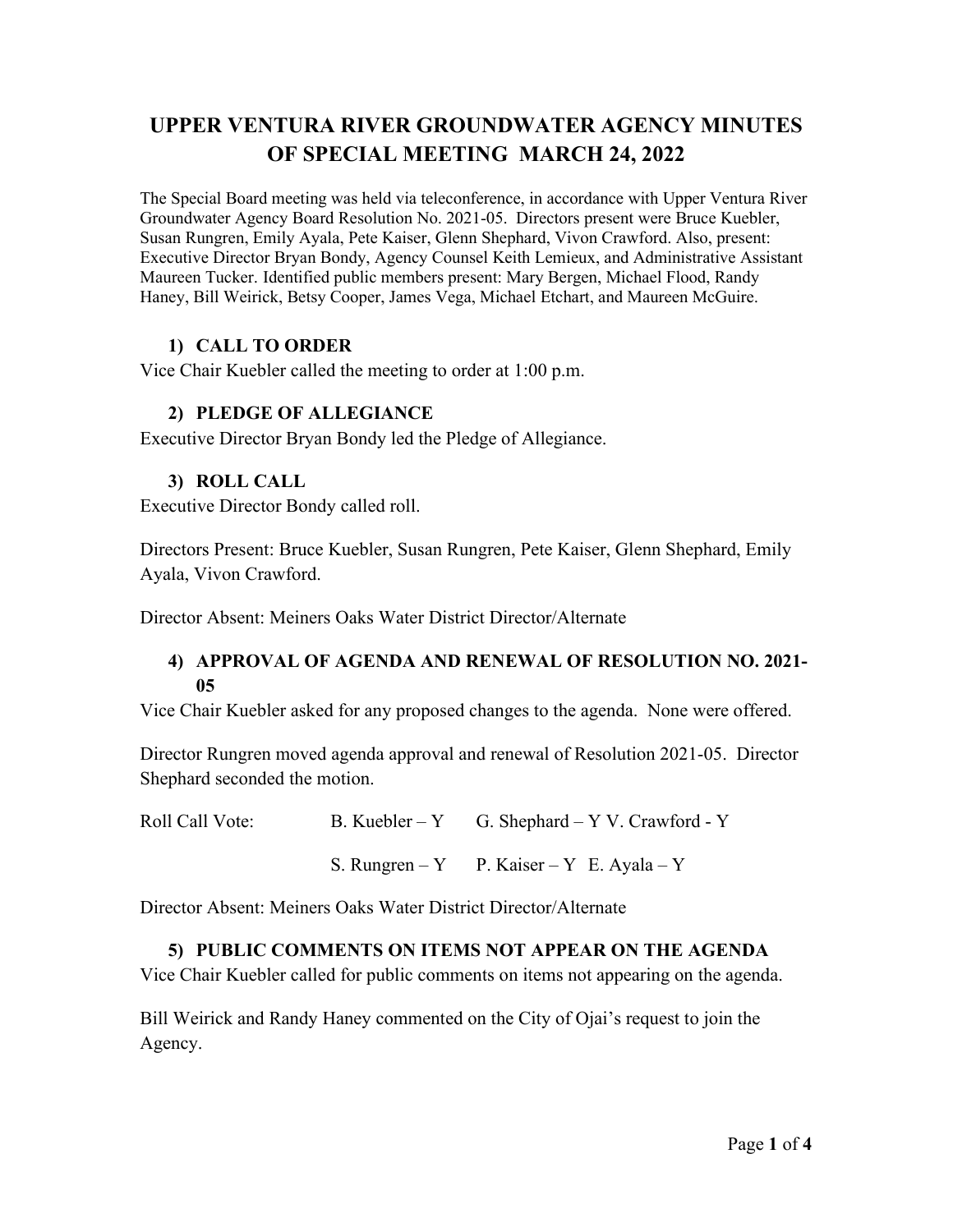# UPPER VENTURA RIVER GROUNDWATER AGENCY MINUTES OF SPECIAL MEETING MARCH 24, 2022

The Special Board meeting was held via teleconference, in accordance with Upper Ventura River Groundwater Agency Board Resolution No. 2021-05. Directors present were Bruce Kuebler, Susan Rungren, Emily Ayala, Pete Kaiser, Glenn Shephard, Vivon Crawford. Also, present: Executive Director Bryan Bondy, Agency Counsel Keith Lemieux, and Administrative Assistant Maureen Tucker. Identified public members present: Mary Bergen, Michael Flood, Randy Haney, Bill Weirick, Betsy Cooper, James Vega, Michael Etchart, and Maureen McGuire.

## 1) CALL TO ORDER

Vice Chair Kuebler called the meeting to order at 1:00 p.m.

## 2) PLEDGE OF ALLEGIANCE

Executive Director Bryan Bondy led the Pledge of Allegiance.

## 3) ROLL CALL

Executive Director Bondy called roll.

Directors Present: Bruce Kuebler, Susan Rungren, Pete Kaiser, Glenn Shephard, Emily Ayala, Vivon Crawford.

Director Absent: Meiners Oaks Water District Director/Alternate

## 4) APPROVAL OF AGENDA AND RENEWAL OF RESOLUTION NO. 2021-05

Vice Chair Kuebler asked for any proposed changes to the agenda. None were offered.

Director Rungren moved agenda approval and renewal of Resolution 2021-05. Director Shephard seconded the motion.

Roll Call Vote: B. Kuebler – Y G. Shephard – Y V. Crawford - Y

S. Rungren – Y P. Kaiser – Y E. Ayala – Y

Director Absent: Meiners Oaks Water District Director/Alternate

## 5) PUBLIC COMMENTS ON ITEMS NOT APPEAR ON THE AGENDA

Vice Chair Kuebler called for public comments on items not appearing on the agenda.

Bill Weirick and Randy Haney commented on the City of Ojai's request to join the Agency.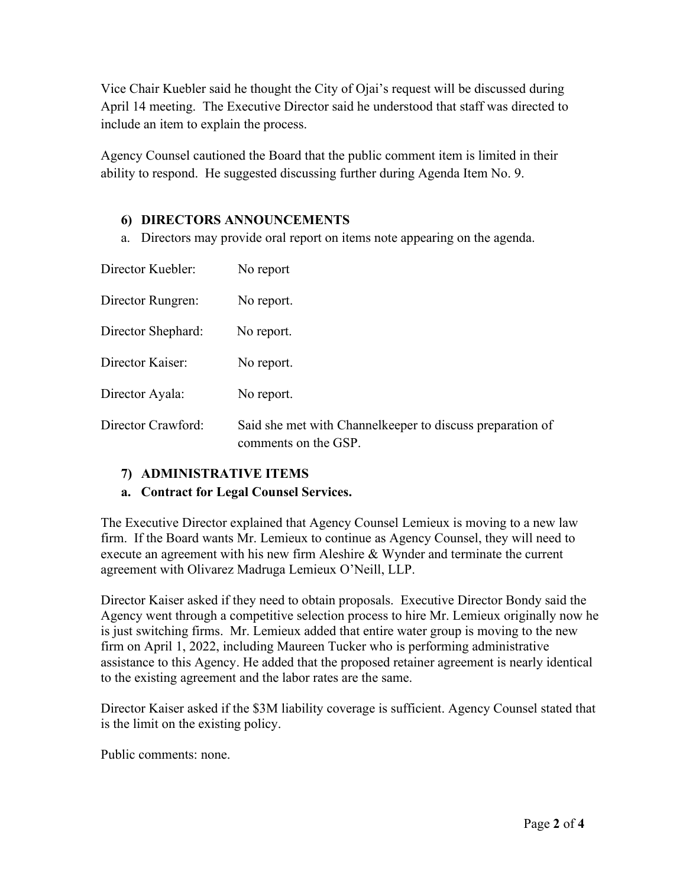Vice Chair Kuebler said he thought the City of Ojai's request will be discussed during April 14 meeting. The Executive Director said he understood that staff was directed to include an item to explain the process.

Agency Counsel cautioned the Board that the public comment item is limited in their ability to respond. He suggested discussing further during Agenda Item No. 9.

### 6) DIRECTORS ANNOUNCEMENTS

a. Directors may provide oral report on items note appearing on the agenda.

Director Kuebler: No report

Director Rungren: No report.

Director Shephard: No report.

Director Kaiser: No report.

Director Ayala: No report.

Director Crawford: Said she met with Channelkeeper to discuss preparation of comments on the GSP.

### 7) ADMINISTRATIVE ITEMS

#### a. Contract for Legal Counsel Services.

The Executive Director explained that Agency Counsel Lemieux is moving to a new law firm. If the Board wants Mr. Lemieux to continue as Agency Counsel, they will need to execute an agreement with his new firm Aleshire & Wynder and terminate the current agreement with Olivarez Madruga Lemieux O'Neill, LLP.

Director Kaiser asked if they need to obtain proposals. Executive Director Bondy said the Agency went through a competitive selection process to hire Mr. Lemieux originally now he is just switching firms. Mr. Lemieux added that entire water group is moving to the new firm on April 1, 2022, including Maureen Tucker who is performing administrative assistance to this Agency. He added that the proposed retainer agreement is nearly identical to the existing agreement and the labor rates are the same.

Director Kaiser asked if the $3M liability coverage is sufficient. Agency Counsel stated that is the limit on the existing policy.

Public comments: none.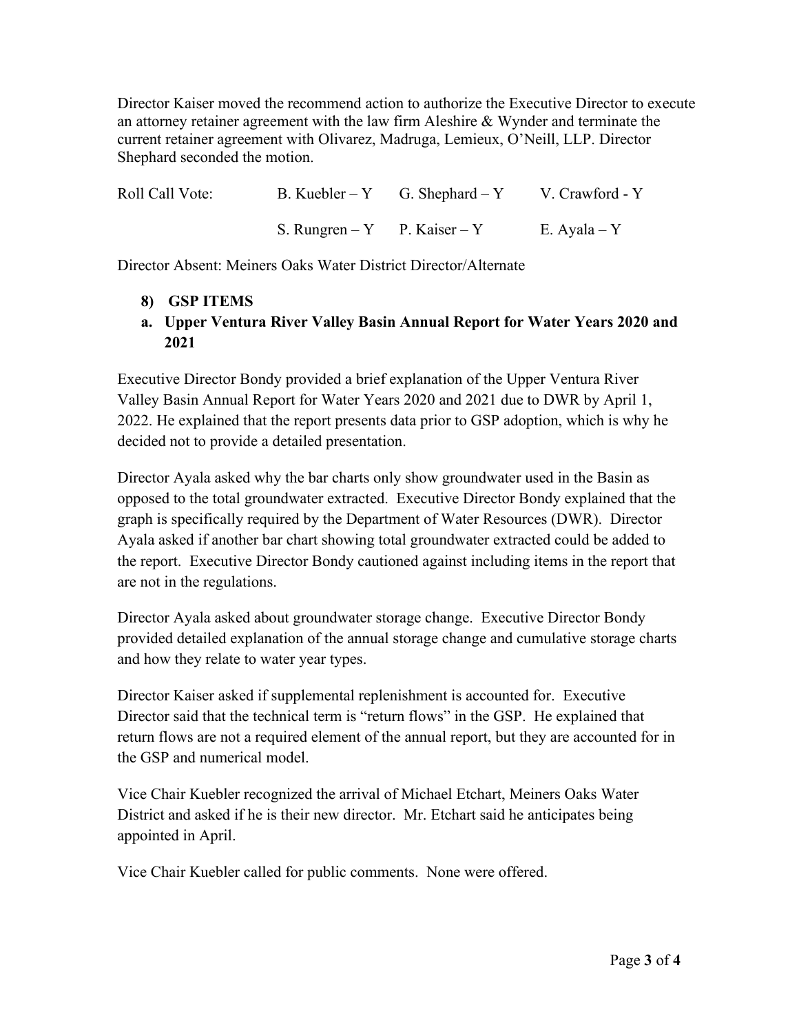Director Kaiser moved the recommend action to authorize the Executive Director to execute an attorney retainer agreement with the law firm Aleshire & Wynder and terminate the current retainer agreement with Olivarez, Madruga, Lemieux, O'Neill, LLP. Director Shephard seconded the motion.

| Roll Call Vote: | B. Kuebler – Y | G. Shephard – Y | V. Crawford - Y |
|---|---|---|---|
| | S. Rungren – Y | P. Kaiser – Y | E. Ayala – Y |

Director Absent: Meiners Oaks Water District Director/Alternate

**8) GSP ITEMS**

**a. Upper Ventura River Valley Basin Annual Report for Water Years 2020 and 2021**

Executive Director Bondy provided a brief explanation of the Upper Ventura River Valley Basin Annual Report for Water Years 2020 and 2021 due to DWR by April 1, 2022. He explained that the report presents data prior to GSP adoption, which is why he decided not to provide a detailed presentation.

Director Ayala asked why the bar charts only show groundwater used in the Basin as opposed to the total groundwater extracted. Executive Director Bondy explained that the graph is specifically required by the Department of Water Resources (DWR). Director Ayala asked if another bar chart showing total groundwater extracted could be added to the report. Executive Director Bondy cautioned against including items in the report that are not in the regulations.

Director Ayala asked about groundwater storage change. Executive Director Bondy provided detailed explanation of the annual storage change and cumulative storage charts and how they relate to water year types.

Director Kaiser asked if supplemental replenishment is accounted for. Executive Director said that the technical term is "return flows" in the GSP. He explained that return flows are not a required element of the annual report, but they are accounted for in the GSP and numerical model.

Vice Chair Kuebler recognized the arrival of Michael Etchart, Meiners Oaks Water District and asked if he is their new director. Mr. Etchart said he anticipates being appointed in April.

Vice Chair Kuebler called for public comments. None were offered.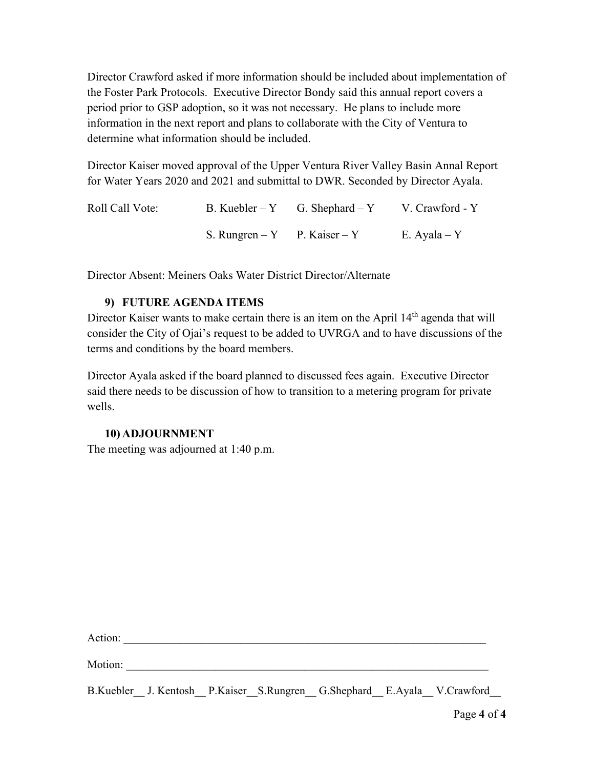Director Crawford asked if more information should be included about implementation of the Foster Park Protocols. Executive Director Bondy said this annual report covers a period prior to GSP adoption, so it was not necessary. He plans to include more information in the next report and plans to collaborate with the City of Ventura to determine what information should be included.

Director Kaiser moved approval of the Upper Ventura River Valley Basin Annal Report for Water Years 2020 and 2021 and submittal to DWR. Seconded by Director Ayala.

| | | | |
|---|---|---|---|
| Roll Call Vote: | B. Kuebler – Y | G. Shephard – Y | V. Crawford - Y |
| | S. Rungren – Y | P. Kaiser – Y | E. Ayala – Y |

Director Absent: Meiners Oaks Water District Director/Alternate

## 9) FUTURE AGENDA ITEMS

Director Kaiser wants to make certain there is an item on the April 14th agenda that will consider the City of Ojai's request to be added to UVRGA and to have discussions of the terms and conditions by the board members.

Director Ayala asked if the board planned to discussed fees again. Executive Director said there needs to be discussion of how to transition to a metering program for private wells.

## 10) ADJOURNMENT

The meeting was adjourned at 1:40 p.m.

Action: ___________________________________________________________________

Motion: ___________________________________________________________________

B.Kuebler__ J. Kentosh__ P.Kaiser__S.Rungren__ G.Shephard__ E.Ayala__ V.Crawford__